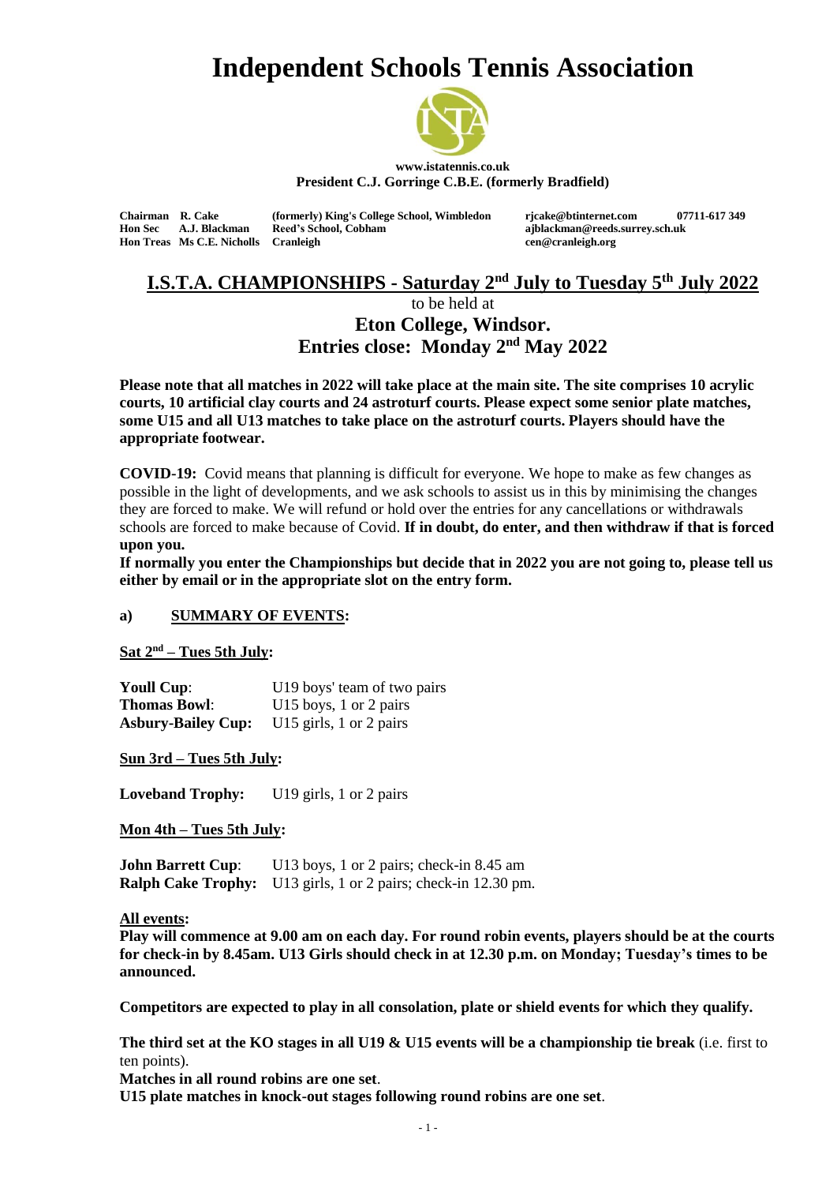# Independent Schools Tennis Association

**www.istatennis.co.uk**
**President C.J. Gorringe C.B.E. (formerly Bradfield)**

| | | | | |
|---|---|---|---|---|
| **Chairman** | **R. Cake** | **(formerly) King's College School, Wimbledon** | **rjcake@btinternet.com** | **07711-617 349** |
| **Hon Sec** | **A.J. Blackman** | **Reed's School, Cobham** | **ajblackman@reeds.surrey.sch.uk** | |
| **Hon Treas** | **Ms C.E. Nicholls** | **Cranleigh** | **cen@cranleigh.org** | |

## I.S.T.A. CHAMPIONSHIPS - Saturday 2nd July to Tuesday 5th July 2022

to be held at

### Eton College, Windsor.
### Entries close: Monday 2nd May 2022

**Please note that all matches in 2022 will take place at the main site. The site comprises 10 acrylic courts, 10 artificial clay courts and 24 astroturf courts. Please expect some senior plate matches, some U15 and all U13 matches to take place on the astroturf courts. Players should have the appropriate footwear.**

**COVID-19:** Covid means that planning is difficult for everyone. We hope to make as few changes as possible in the light of developments, and we ask schools to assist us in this by minimising the changes they are forced to make. We will refund or hold over the entries for any cancellations or withdrawals schools are forced to make because of Covid. **If in doubt, do enter, and then withdraw if that is forced upon you.**

**If normally you enter the Championships but decide that in 2022 you are not going to, please tell us either by email or in the appropriate slot on the entry form.**

**a) SUMMARY OF EVENTS:**

**Sat 2nd – Tues 5th July:**

**Youll Cup**: U19 boys' team of two pairs
**Thomas Bowl**: U15 boys, 1 or 2 pairs
**Asbury-Bailey Cup:** U15 girls, 1 or 2 pairs

**Sun 3rd – Tues 5th July:**

**Loveband Trophy:** U19 girls, 1 or 2 pairs

**Mon 4th – Tues 5th July:**

**John Barrett Cup**: U13 boys, 1 or 2 pairs; check-in 8.45 am
**Ralph Cake Trophy:** U13 girls, 1 or 2 pairs; check-in 12.30 pm.

**All events:**

**Play will commence at 9.00 am on each day. For round robin events, players should be at the courts for check-in by 8.45am. U13 Girls should check in at 12.30 p.m. on Monday; Tuesday's times to be announced.**

**Competitors are expected to play in all consolation, plate or shield events for which they qualify.**

**The third set at the KO stages in all U19 & U15 events will be a championship tie break** (i.e. first to ten points).

**Matches in all round robins are one set**.

**U15 plate matches in knock-out stages following round robins are one set**.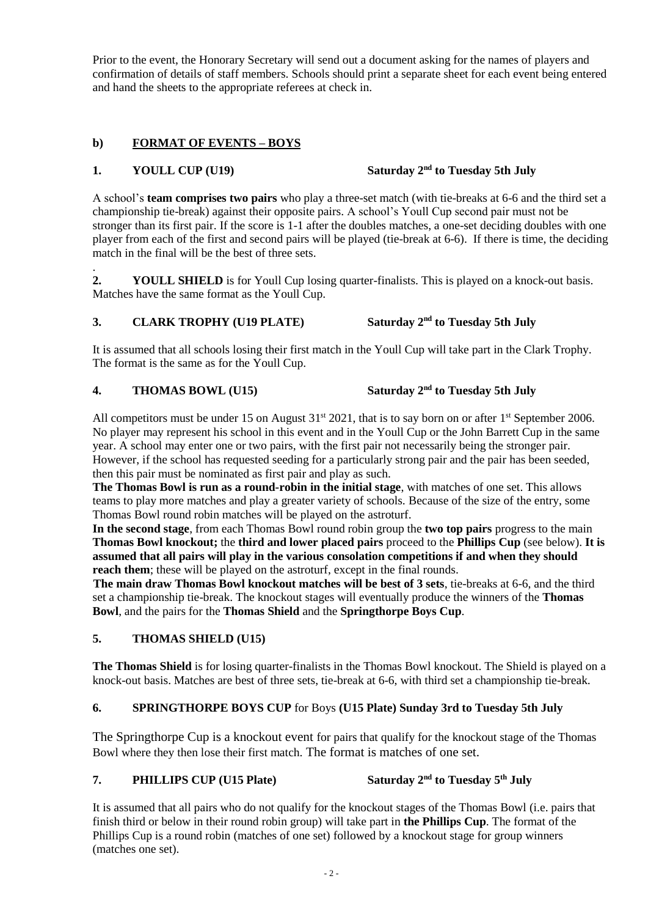Prior to the event, the Honorary Secretary will send out a document asking for the names of players and confirmation of details of staff members. Schools should print a separate sheet for each event being entered and hand the sheets to the appropriate referees at check in.

## b) FORMAT OF EVENTS – BOYS

### 1. YOULL CUP (U19) Saturday 2nd to Tuesday 5th July

A school's **team comprises two pairs** who play a three-set match (with tie-breaks at 6-6 and the third set a championship tie-break) against their opposite pairs. A school's Youll Cup second pair must not be stronger than its first pair. If the score is 1-1 after the doubles matches, a one-set deciding doubles with one player from each of the first and second pairs will be played (tie-break at 6-6). If there is time, the deciding match in the final will be the best of three sets.

.

**2. YOULL SHIELD** is for Youll Cup losing quarter-finalists. This is played on a knock-out basis. Matches have the same format as the Youll Cup.

### 3. CLARK TROPHY (U19 PLATE) Saturday 2nd to Tuesday 5th July

It is assumed that all schools losing their first match in the Youll Cup will take part in the Clark Trophy. The format is the same as for the Youll Cup.

### 4. THOMAS BOWL (U15) Saturday 2nd to Tuesday 5th July

All competitors must be under 15 on August 31st 2021, that is to say born on or after 1st September 2006. No player may represent his school in this event and in the Youll Cup or the John Barrett Cup in the same year. A school may enter one or two pairs, with the first pair not necessarily being the stronger pair. However, if the school has requested seeding for a particularly strong pair and the pair has been seeded, then this pair must be nominated as first pair and play as such.

**The Thomas Bowl is run as a round-robin in the initial stage**, with matches of one set. This allows teams to play more matches and play a greater variety of schools. Because of the size of the entry, some Thomas Bowl round robin matches will be played on the astroturf.

**In the second stage**, from each Thomas Bowl round robin group the **two top pairs** progress to the main **Thomas Bowl knockout;** the **third and lower placed pairs** proceed to the **Phillips Cup** (see below). **It is assumed that all pairs will play in the various consolation competitions if and when they should reach them**; these will be played on the astroturf, except in the final rounds.

**The main draw Thomas Bowl knockout matches will be best of 3 sets**, tie-breaks at 6-6, and the third set a championship tie-break. The knockout stages will eventually produce the winners of the **Thomas Bowl**, and the pairs for the **Thomas Shield** and the **Springthorpe Boys Cup**.

### 5. THOMAS SHIELD (U15)

**The Thomas Shield** is for losing quarter-finalists in the Thomas Bowl knockout. The Shield is played on a knock-out basis. Matches are best of three sets, tie-break at 6-6, with third set a championship tie-break.

### 6. SPRINGTHORPE BOYS CUP for Boys (U15 Plate) Sunday 3rd to Tuesday 5th July

The Springthorpe Cup is a knockout event for pairs that qualify for the knockout stage of the Thomas Bowl where they then lose their first match. The format is matches of one set.

### 7. PHILLIPS CUP (U15 Plate) Saturday 2nd to Tuesday 5th July

It is assumed that all pairs who do not qualify for the knockout stages of the Thomas Bowl (i.e. pairs that finish third or below in their round robin group) will take part in **the Phillips Cup**. The format of the Phillips Cup is a round robin (matches of one set) followed by a knockout stage for group winners (matches one set).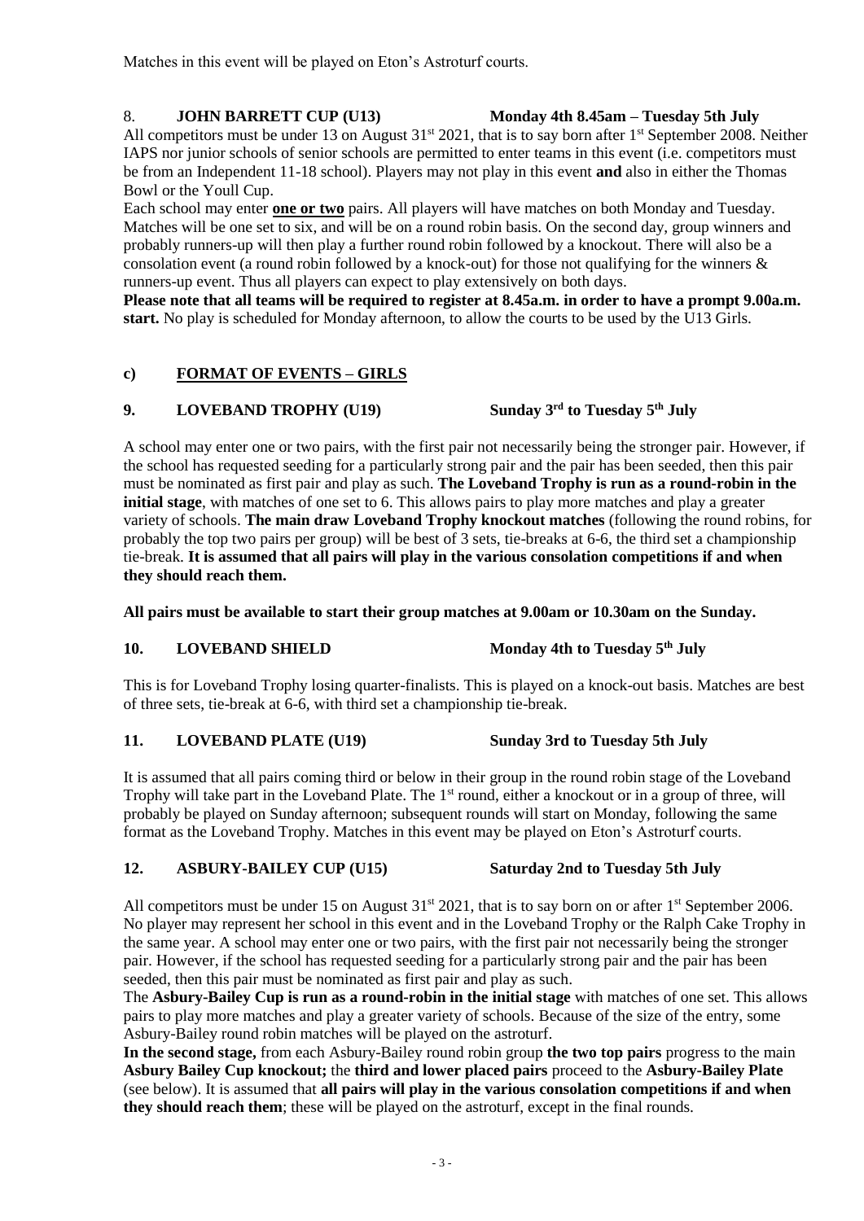Matches in this event will be played on Eton's Astroturf courts.

8. **JOHN BARRETT CUP (U13)** **Monday 4th 8.45am – Tuesday 5th July**

All competitors must be under 13 on August 31st 2021, that is to say born after 1st September 2008. Neither IAPS nor junior schools of senior schools are permitted to enter teams in this event (i.e. competitors must be from an Independent 11-18 school). Players may not play in this event **and** also in either the Thomas Bowl or the Youll Cup.

Each school may enter **one or two** pairs. All players will have matches on both Monday and Tuesday. Matches will be one set to six, and will be on a round robin basis. On the second day, group winners and probably runners-up will then play a further round robin followed by a knockout. There will also be a consolation event (a round robin followed by a knock-out) for those not qualifying for the winners & runners-up event. Thus all players can expect to play extensively on both days.

**Please note that all teams will be required to register at 8.45a.m. in order to have a prompt 9.00a.m. start.** No play is scheduled for Monday afternoon, to allow the courts to be used by the U13 Girls.

## c) FORMAT OF EVENTS – GIRLS

### 9. LOVEBAND TROPHY (U19) Sunday 3rd to Tuesday 5th July

A school may enter one or two pairs, with the first pair not necessarily being the stronger pair. However, if the school has requested seeding for a particularly strong pair and the pair has been seeded, then this pair must be nominated as first pair and play as such. **The Loveband Trophy is run as a round-robin in the initial stage**, with matches of one set to 6. This allows pairs to play more matches and play a greater variety of schools. **The main draw Loveband Trophy knockout matches** (following the round robins, for probably the top two pairs per group) will be best of 3 sets, tie-breaks at 6-6, the third set a championship tie-break. **It is assumed that all pairs will play in the various consolation competitions if and when they should reach them.**

**All pairs must be available to start their group matches at 9.00am or 10.30am on the Sunday.**

### 10. LOVEBAND SHIELD Monday 4th to Tuesday 5th July

This is for Loveband Trophy losing quarter-finalists. This is played on a knock-out basis. Matches are best of three sets, tie-break at 6-6, with third set a championship tie-break.

### 11. LOVEBAND PLATE (U19) Sunday 3rd to Tuesday 5th July

It is assumed that all pairs coming third or below in their group in the round robin stage of the Loveband Trophy will take part in the Loveband Plate. The 1st round, either a knockout or in a group of three, will probably be played on Sunday afternoon; subsequent rounds will start on Monday, following the same format as the Loveband Trophy. Matches in this event may be played on Eton's Astroturf courts.

### 12. ASBURY-BAILEY CUP (U15) Saturday 2nd to Tuesday 5th July

All competitors must be under 15 on August 31st 2021, that is to say born on or after 1st September 2006. No player may represent her school in this event and in the Loveband Trophy or the Ralph Cake Trophy in the same year. A school may enter one or two pairs, with the first pair not necessarily being the stronger pair. However, if the school has requested seeding for a particularly strong pair and the pair has been seeded, then this pair must be nominated as first pair and play as such.

The **Asbury-Bailey Cup is run as a round-robin in the initial stage** with matches of one set. This allows pairs to play more matches and play a greater variety of schools. Because of the size of the entry, some Asbury-Bailey round robin matches will be played on the astroturf.

**In the second stage,** from each Asbury-Bailey round robin group **the two top pairs** progress to the main **Asbury Bailey Cup knockout;** the **third and lower placed pairs** proceed to the **Asbury-Bailey Plate** (see below). It is assumed that **all pairs will play in the various consolation competitions if and when they should reach them**; these will be played on the astroturf, except in the final rounds.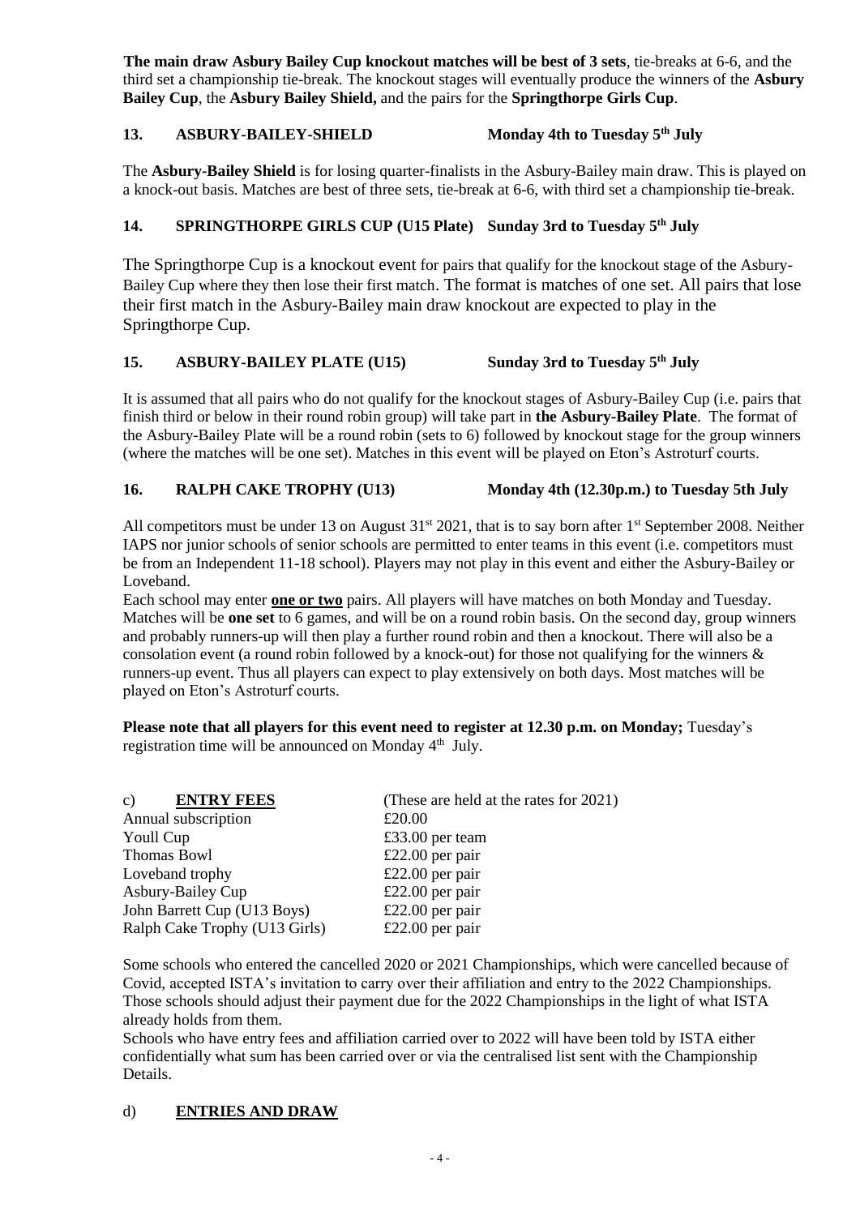**The main draw Asbury Bailey Cup knockout matches will be best of 3 sets**, tie-breaks at 6-6, and the third set a championship tie-break. The knockout stages will eventually produce the winners of the **Asbury Bailey Cup**, the **Asbury Bailey Shield,** and the pairs for the **Springthorpe Girls Cup**.

### 13. ASBURY-BAILEY-SHIELD — Monday 4th to Tuesday 5th July

The **Asbury-Bailey Shield** is for losing quarter-finalists in the Asbury-Bailey main draw. This is played on a knock-out basis. Matches are best of three sets, tie-break at 6-6, with third set a championship tie-break.

### 14. SPRINGTHORPE GIRLS CUP (U15 Plate) — Sunday 3rd to Tuesday 5th July

The Springthorpe Cup is a knockout event for pairs that qualify for the knockout stage of the Asbury-Bailey Cup where they then lose their first match. The format is matches of one set. All pairs that lose their first match in the Asbury-Bailey main draw knockout are expected to play in the Springthorpe Cup.

### 15. ASBURY-BAILEY PLATE (U15) — Sunday 3rd to Tuesday 5th July

It is assumed that all pairs who do not qualify for the knockout stages of Asbury-Bailey Cup (i.e. pairs that finish third or below in their round robin group) will take part in **the Asbury-Bailey Plate**. The format of the Asbury-Bailey Plate will be a round robin (sets to 6) followed by knockout stage for the group winners (where the matches will be one set). Matches in this event will be played on Eton's Astroturf courts.

### 16. RALPH CAKE TROPHY (U13) — Monday 4th (12.30p.m.) to Tuesday 5th July

All competitors must be under 13 on August 31st 2021, that is to say born after 1st September 2008. Neither IAPS nor junior schools of senior schools are permitted to enter teams in this event (i.e. competitors must be from an Independent 11-18 school). Players may not play in this event and either the Asbury-Bailey or Loveband.

Each school may enter **one or two** pairs. All players will have matches on both Monday and Tuesday. Matches will be **one set** to 6 games, and will be on a round robin basis. On the second day, group winners and probably runners-up will then play a further round robin and then a knockout. There will also be a consolation event (a round robin followed by a knock-out) for those not qualifying for the winners & runners-up event. Thus all players can expect to play extensively on both days. Most matches will be played on Eton's Astroturf courts.

**Please note that all players for this event need to register at 12.30 p.m. on Monday;** Tuesday's registration time will be announced on Monday 4th July.

## c) ENTRY FEES

(These are held at the rates for 2021)

| | |
|---|---|
| Annual subscription | £20.00 |
| Youll Cup | £33.00 per team |
| Thomas Bowl | £22.00 per pair |
| Loveband trophy | £22.00 per pair |
| Asbury-Bailey Cup | £22.00 per pair |
| John Barrett Cup (U13 Boys) | £22.00 per pair |
| Ralph Cake Trophy (U13 Girls) | £22.00 per pair |

Some schools who entered the cancelled 2020 or 2021 Championships, which were cancelled because of Covid, accepted ISTA's invitation to carry over their affiliation and entry to the 2022 Championships. Those schools should adjust their payment due for the 2022 Championships in the light of what ISTA already holds from them.

Schools who have entry fees and affiliation carried over to 2022 will have been told by ISTA either confidentially what sum has been carried over or via the centralised list sent with the Championship Details.

## d) ENTRIES AND DRAW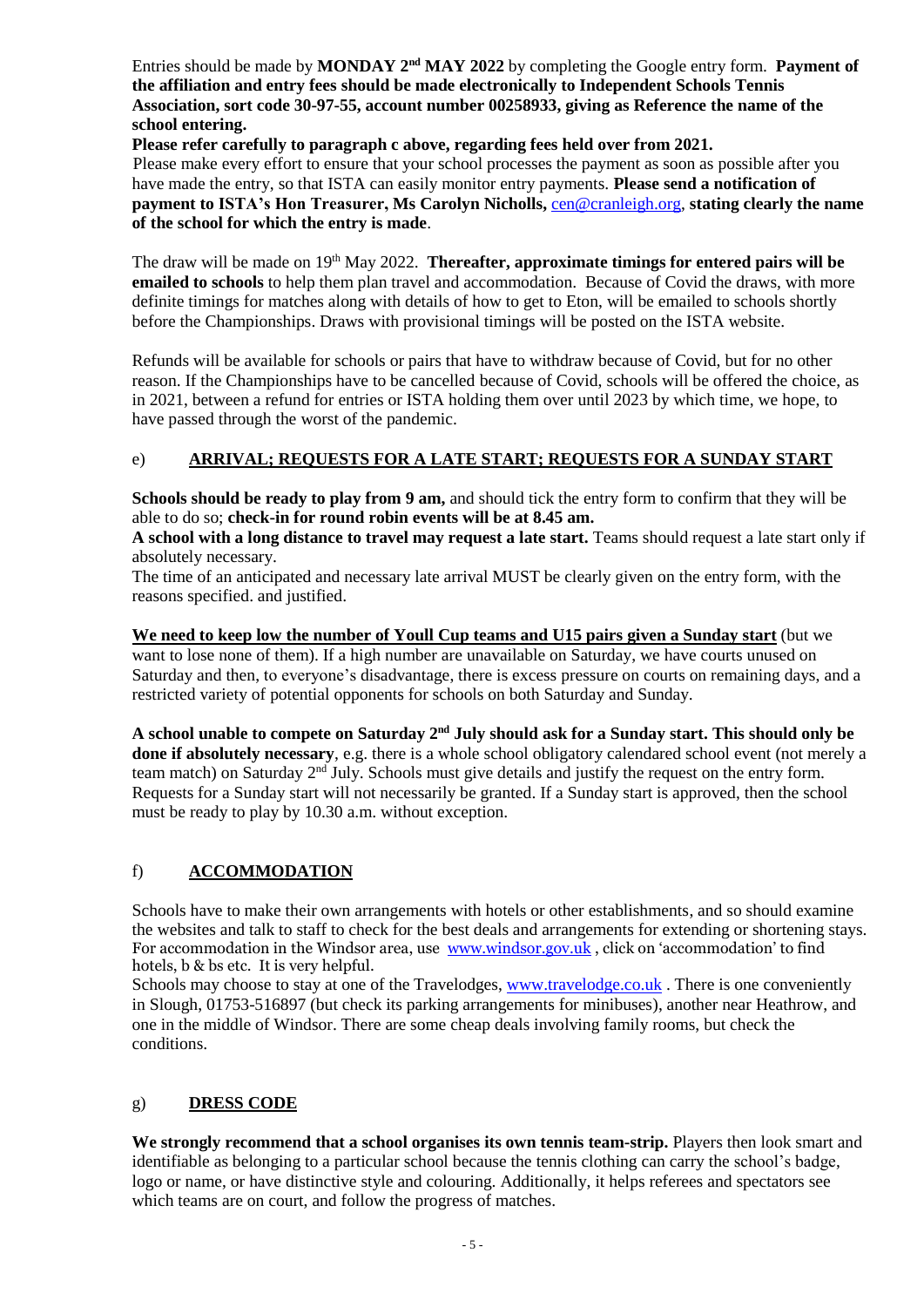Entries should be made by **MONDAY 2nd MAY 2022** by completing the Google entry form. **Payment of the affiliation and entry fees should be made electronically to Independent Schools Tennis Association, sort code 30-97-55, account number 00258933, giving as Reference the name of the school entering.**

**Please refer carefully to paragraph c above, regarding fees held over from 2021.**

Please make every effort to ensure that your school processes the payment as soon as possible after you have made the entry, so that ISTA can easily monitor entry payments. **Please send a notification of payment to ISTA's Hon Treasurer, Ms Carolyn Nicholls,** cen@cranleigh.org, **stating clearly the name of the school for which the entry is made**.

The draw will be made on 19th May 2022. **Thereafter, approximate timings for entered pairs will be emailed to schools** to help them plan travel and accommodation. Because of Covid the draws, with more definite timings for matches along with details of how to get to Eton, will be emailed to schools shortly before the Championships. Draws with provisional timings will be posted on the ISTA website.

Refunds will be available for schools or pairs that have to withdraw because of Covid, but for no other reason. If the Championships have to be cancelled because of Covid, schools will be offered the choice, as in 2021, between a refund for entries or ISTA holding them over until 2023 by which time, we hope, to have passed through the worst of the pandemic.

## e) ARRIVAL; REQUESTS FOR A LATE START; REQUESTS FOR A SUNDAY START

**Schools should be ready to play from 9 am,** and should tick the entry form to confirm that they will be able to do so; **check-in for round robin events will be at 8.45 am.**

**A school with a long distance to travel may request a late start.** Teams should request a late start only if absolutely necessary.

The time of an anticipated and necessary late arrival MUST be clearly given on the entry form, with the reasons specified. and justified.

**We need to keep low the number of Youll Cup teams and U15 pairs given a Sunday start** (but we want to lose none of them). If a high number are unavailable on Saturday, we have courts unused on Saturday and then, to everyone's disadvantage, there is excess pressure on courts on remaining days, and a restricted variety of potential opponents for schools on both Saturday and Sunday.

**A school unable to compete on Saturday 2nd July should ask for a Sunday start. This should only be done if absolutely necessary**, e.g. there is a whole school obligatory calendared school event (not merely a team match) on Saturday 2nd July. Schools must give details and justify the request on the entry form. Requests for a Sunday start will not necessarily be granted. If a Sunday start is approved, then the school must be ready to play by 10.30 a.m. without exception.

## f) ACCOMMODATION

Schools have to make their own arrangements with hotels or other establishments, and so should examine the websites and talk to staff to check for the best deals and arrangements for extending or shortening stays. For accommodation in the Windsor area, use www.windsor.gov.uk , click on 'accommodation' to find hotels, b & bs etc. It is very helpful.

Schools may choose to stay at one of the Travelodges, www.travelodge.co.uk . There is one conveniently in Slough, 01753-516897 (but check its parking arrangements for minibuses), another near Heathrow, and one in the middle of Windsor. There are some cheap deals involving family rooms, but check the conditions.

## g) DRESS CODE

**We strongly recommend that a school organises its own tennis team-strip.** Players then look smart and identifiable as belonging to a particular school because the tennis clothing can carry the school's badge, logo or name, or have distinctive style and colouring. Additionally, it helps referees and spectators see which teams are on court, and follow the progress of matches.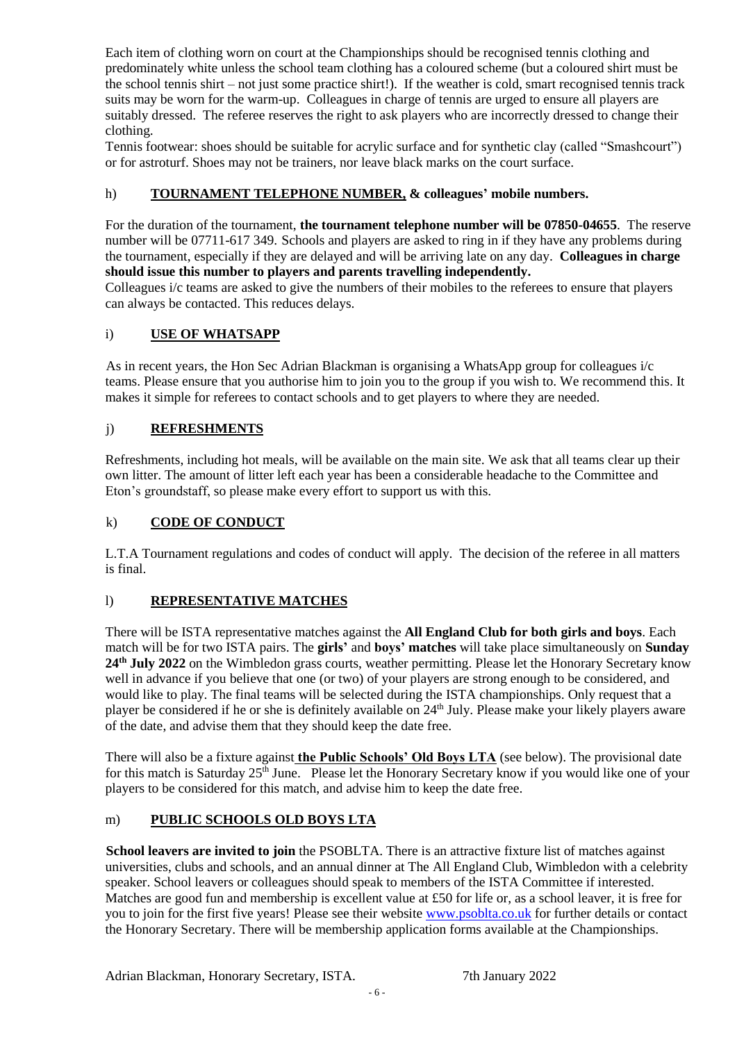Each item of clothing worn on court at the Championships should be recognised tennis clothing and predominately white unless the school team clothing has a coloured scheme (but a coloured shirt must be the school tennis shirt – not just some practice shirt!). If the weather is cold, smart recognised tennis track suits may be worn for the warm-up. Colleagues in charge of tennis are urged to ensure all players are suitably dressed. The referee reserves the right to ask players who are incorrectly dressed to change their clothing.

Tennis footwear: shoes should be suitable for acrylic surface and for synthetic clay (called "Smashcourt") or for astroturf. Shoes may not be trainers, nor leave black marks on the court surface.

### h) **TOURNAMENT TELEPHONE NUMBER, & colleagues' mobile numbers.**

For the duration of the tournament, **the tournament telephone number will be 07850-04655**. The reserve number will be 07711-617 349. Schools and players are asked to ring in if they have any problems during the tournament, especially if they are delayed and will be arriving late on any day. **Colleagues in charge should issue this number to players and parents travelling independently.**

Colleagues i/c teams are asked to give the numbers of their mobiles to the referees to ensure that players can always be contacted. This reduces delays.

### i) **USE OF WHATSAPP**

As in recent years, the Hon Sec Adrian Blackman is organising a WhatsApp group for colleagues i/c teams. Please ensure that you authorise him to join you to the group if you wish to. We recommend this. It makes it simple for referees to contact schools and to get players to where they are needed.

### j) **REFRESHMENTS**

Refreshments, including hot meals, will be available on the main site. We ask that all teams clear up their own litter. The amount of litter left each year has been a considerable headache to the Committee and Eton's groundstaff, so please make every effort to support us with this.

### k) **CODE OF CONDUCT**

L.T.A Tournament regulations and codes of conduct will apply. The decision of the referee in all matters is final.

### l) **REPRESENTATIVE MATCHES**

There will be ISTA representative matches against the **All England Club for both girls and boys**. Each match will be for two ISTA pairs. The **girls'** and **boys' matches** will take place simultaneously on **Sunday 24th July 2022** on the Wimbledon grass courts, weather permitting. Please let the Honorary Secretary know well in advance if you believe that one (or two) of your players are strong enough to be considered, and would like to play. The final teams will be selected during the ISTA championships. Only request that a player be considered if he or she is definitely available on 24th July. Please make your likely players aware of the date, and advise them that they should keep the date free.

There will also be a fixture against **the Public Schools' Old Boys LTA** (see below). The provisional date for this match is Saturday 25th June. Please let the Honorary Secretary know if you would like one of your players to be considered for this match, and advise him to keep the date free.

### m) **PUBLIC SCHOOLS OLD BOYS LTA**

**School leavers are invited to join** the PSOBLTA. There is an attractive fixture list of matches against universities, clubs and schools, and an annual dinner at The All England Club, Wimbledon with a celebrity speaker. School leavers or colleagues should speak to members of the ISTA Committee if interested. Matches are good fun and membership is excellent value at £50 for life or, as a school leaver, it is free for you to join for the first five years! Please see their website www.psoblta.co.uk for further details or contact the Honorary Secretary. There will be membership application forms available at the Championships.

Adrian Blackman, Honorary Secretary, ISTA. 7th January 2022